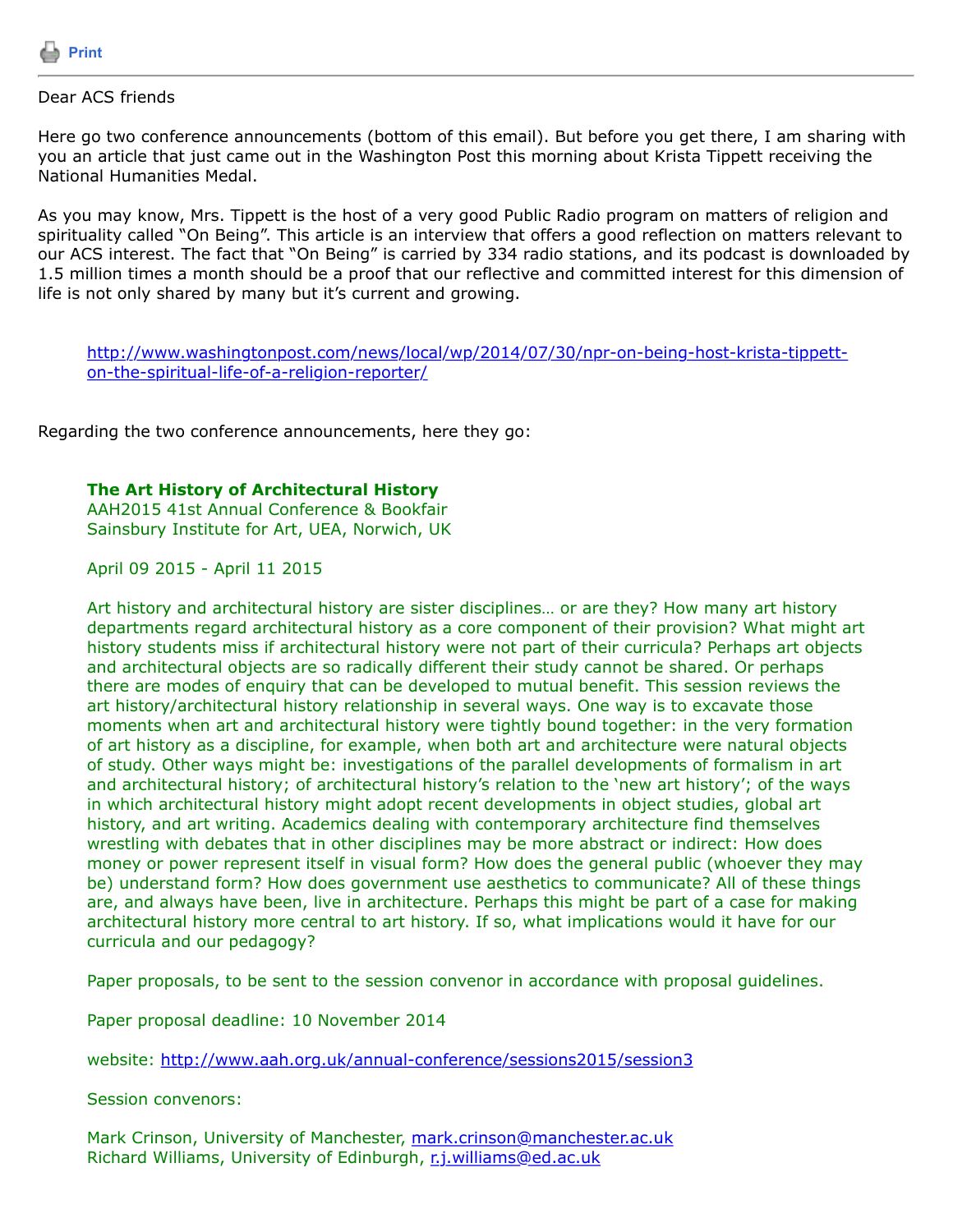Print

Dear ACS friends

Here go two conference announcements (bottom of this email). But before you get there, I am sharing with you an article that just came out in the Washington Post this morning about Krista Tippett receiving the National Humanities Medal.

As you may know, Mrs. Tippett is the host of a very good Public Radio program on matters of religion and spirituality called "On Being". This article is an interview that offers a good reflection on matters relevant to our ACS interest. The fact that "On Being" is carried by 334 radio stations, and its podcast is downloaded by 1.5 million times a month should be a proof that our reflective and committed interest for this dimension of life is not only shared by many but it's current and growing.

> http://www.washingtonpost.com/news/local/wp/2014/07/30/npr-on-being-host-krista-tippett-on-the-spiritual-life-of-a-religion-reporter/

Regarding the two conference announcements, here they go:

> **The Art History of Architectural History**
> AAH2015 41st Annual Conference & Bookfair
> Sainsbury Institute for Art, UEA, Norwich, UK
>
> April 09 2015 - April 11 2015
>
> Art history and architectural history are sister disciplines… or are they? How many art history departments regard architectural history as a core component of their provision? What might art history students miss if architectural history were not part of their curricula? Perhaps art objects and architectural objects are so radically different their study cannot be shared. Or perhaps there are modes of enquiry that can be developed to mutual benefit. This session reviews the art history/architectural history relationship in several ways. One way is to excavate those moments when art and architectural history were tightly bound together: in the very formation of art history as a discipline, for example, when both art and architecture were natural objects of study. Other ways might be: investigations of the parallel developments of formalism in art and architectural history; of architectural history's relation to the 'new art history'; of the ways in which architectural history might adopt recent developments in object studies, global art history, and art writing. Academics dealing with contemporary architecture find themselves wrestling with debates that in other disciplines may be more abstract or indirect: How does money or power represent itself in visual form? How does the general public (whoever they may be) understand form? How does government use aesthetics to communicate? All of these things are, and always have been, live in architecture. Perhaps this might be part of a case for making architectural history more central to art history. If so, what implications would it have for our curricula and our pedagogy?
>
> Paper proposals, to be sent to the session convenor in accordance with proposal guidelines.
>
> Paper proposal deadline: 10 November 2014
>
> website: http://www.aah.org.uk/annual-conference/sessions2015/session3
>
> Session convenors:
>
> Mark Crinson, University of Manchester, mark.crinson@manchester.ac.uk
> Richard Williams, University of Edinburgh, r.j.williams@ed.ac.uk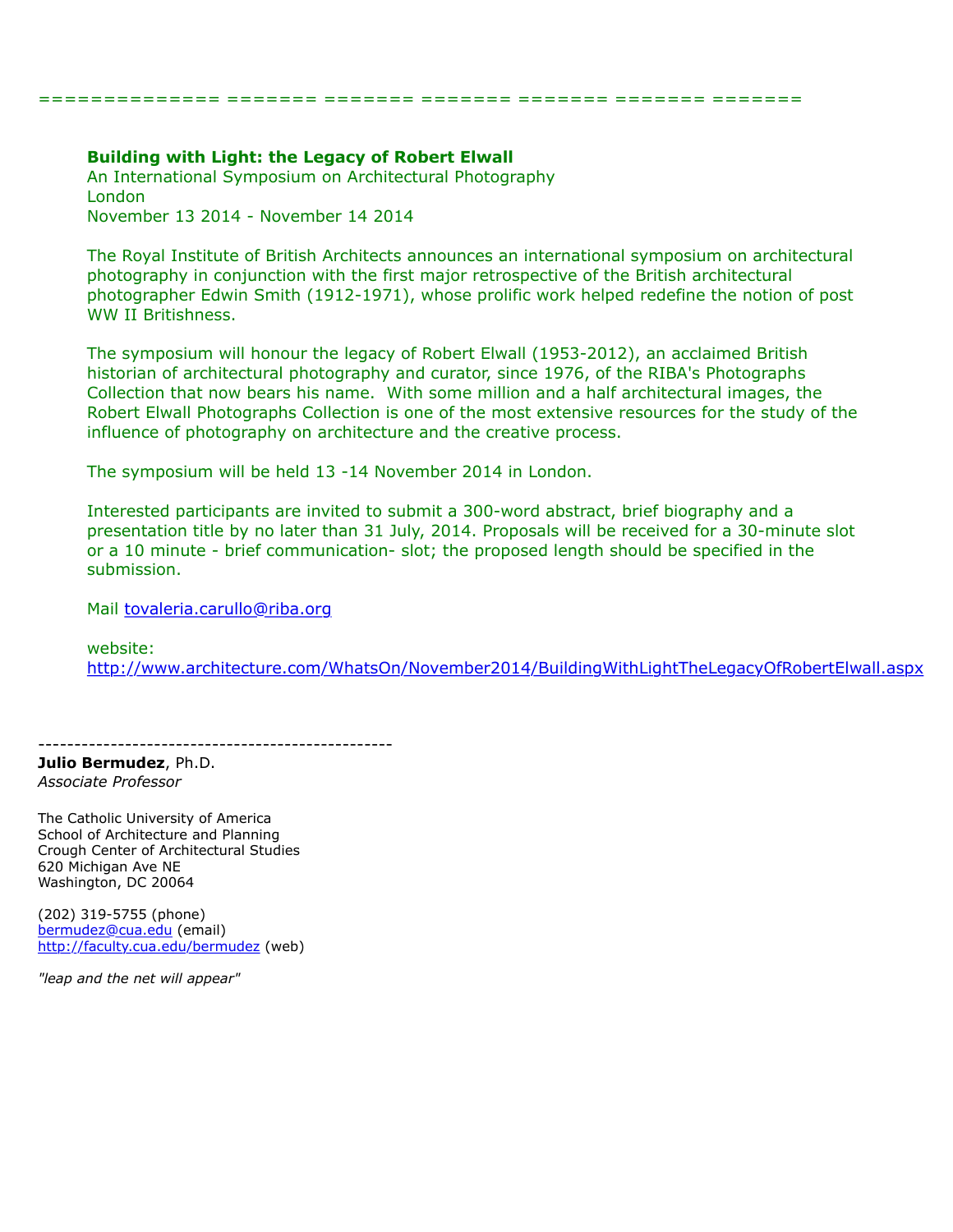============= ======= ======= ======= ======= ====== =======

**Building with Light: the Legacy of Robert Elwall**
An International Symposium on Architectural Photography
London
November 13 2014 - November 14 2014

The Royal Institute of British Architects announces an international symposium on architectural photography in conjunction with the first major retrospective of the British architectural photographer Edwin Smith (1912-1971), whose prolific work helped redefine the notion of post WW II Britishness.

The symposium will honour the legacy of Robert Elwall (1953-2012), an acclaimed British historian of architectural photography and curator, since 1976, of the RIBA's Photographs Collection that now bears his name. With some million and a half architectural images, the Robert Elwall Photographs Collection is one of the most extensive resources for the study of the influence of photography on architecture and the creative process.

The symposium will be held 13 -14 November 2014 in London.

Interested participants are invited to submit a 300-word abstract, brief biography and a presentation title by no later than 31 July, 2014. Proposals will be received for a 30-minute slot or a 10 minute - brief communication- slot; the proposed length should be specified in the submission.

Mail tovaleria.carullo@riba.org

website:
http://www.architecture.com/WhatsOn/November2014/BuildingWithLightTheLegacyOfRobertElwall.aspx

-------------------------------------------------
**Julio Bermudez**, Ph.D.
*Associate Professor*

The Catholic University of America
School of Architecture and Planning
Crough Center of Architectural Studies
620 Michigan Ave NE
Washington, DC 20064

(202) 319-5755 (phone)
bermudez@cua.edu (email)
http://faculty.cua.edu/bermudez (web)

*"leap and the net will appear"*